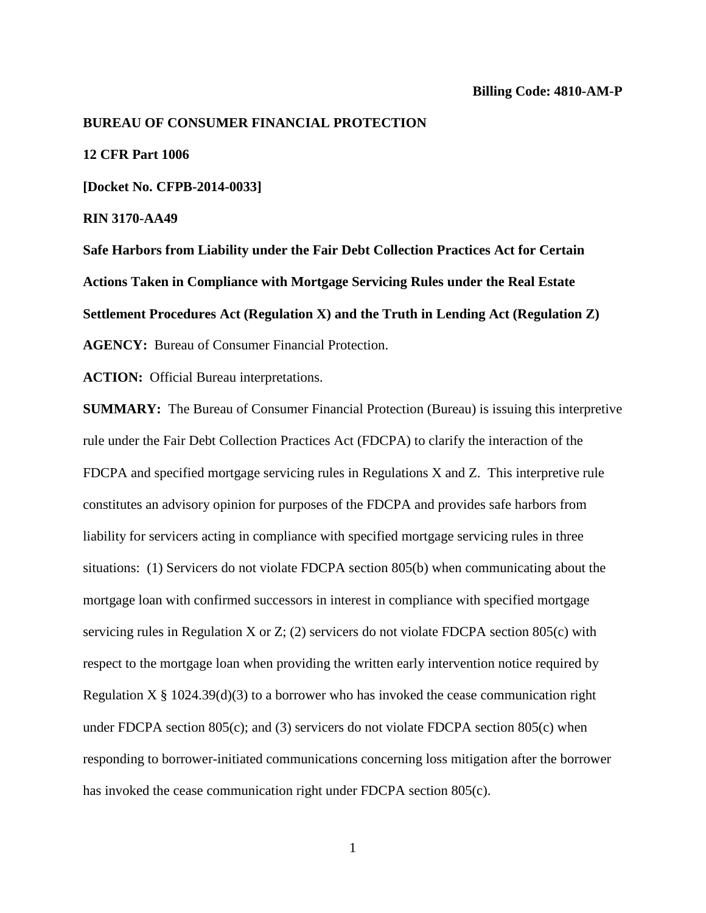**Billing Code: 4810-AM-P**

**BUREAU OF CONSUMER FINANCIAL PROTECTION**

**12 CFR Part 1006**

**[Docket No. CFPB-2014-0033]**

**RIN 3170-AA49**

**Safe Harbors from Liability under the Fair Debt Collection Practices Act for Certain Actions Taken in Compliance with Mortgage Servicing Rules under the Real Estate Settlement Procedures Act (Regulation X) and the Truth in Lending Act (Regulation Z)**

**AGENCY:** Bureau of Consumer Financial Protection.

**ACTION:** Official Bureau interpretations.

**SUMMARY:** The Bureau of Consumer Financial Protection (Bureau) is issuing this interpretive rule under the Fair Debt Collection Practices Act (FDCPA) to clarify the interaction of the FDCPA and specified mortgage servicing rules in Regulations X and Z. This interpretive rule constitutes an advisory opinion for purposes of the FDCPA and provides safe harbors from liability for servicers acting in compliance with specified mortgage servicing rules in three situations: (1) Servicers do not violate FDCPA section 805(b) when communicating about the mortgage loan with confirmed successors in interest in compliance with specified mortgage servicing rules in Regulation X or Z; (2) servicers do not violate FDCPA section 805(c) with respect to the mortgage loan when providing the written early intervention notice required by Regulation X § 1024.39(d)(3) to a borrower who has invoked the cease communication right under FDCPA section 805(c); and (3) servicers do not violate FDCPA section 805(c) when responding to borrower-initiated communications concerning loss mitigation after the borrower has invoked the cease communication right under FDCPA section 805(c).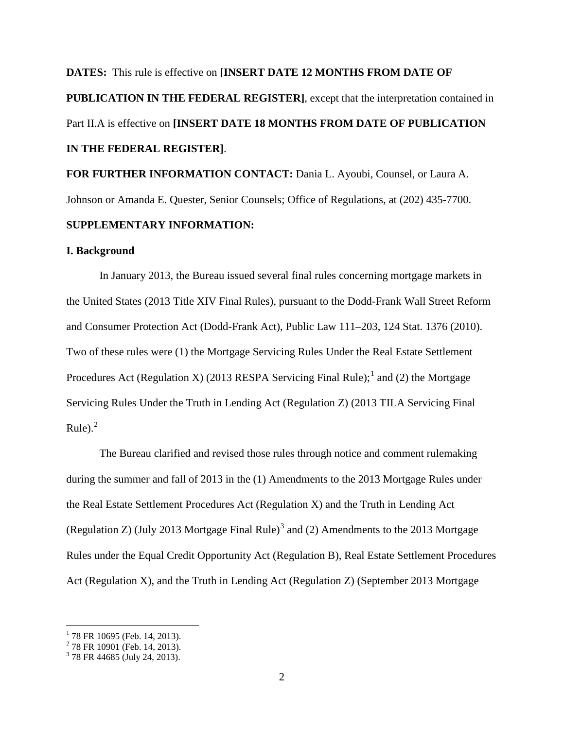**DATES:** This rule is effective on **[INSERT DATE 12 MONTHS FROM DATE OF PUBLICATION IN THE FEDERAL REGISTER]**, except that the interpretation contained in Part II.A is effective on **[INSERT DATE 18 MONTHS FROM DATE OF PUBLICATION IN THE FEDERAL REGISTER]**.

**FOR FURTHER INFORMATION CONTACT:** Dania L. Ayoubi, Counsel, or Laura A. Johnson or Amanda E. Quester, Senior Counsels; Office of Regulations, at (202) 435-7700.

**SUPPLEMENTARY INFORMATION:**

**I. Background**

In January 2013, the Bureau issued several final rules concerning mortgage markets in the United States (2013 Title XIV Final Rules), pursuant to the Dodd-Frank Wall Street Reform and Consumer Protection Act (Dodd-Frank Act), Public Law 111–203, 124 Stat. 1376 (2010). Two of these rules were (1) the Mortgage Servicing Rules Under the Real Estate Settlement Procedures Act (Regulation X) (2013 RESPA Servicing Final Rule);[1] and (2) the Mortgage Servicing Rules Under the Truth in Lending Act (Regulation Z) (2013 TILA Servicing Final Rule).[2]

The Bureau clarified and revised those rules through notice and comment rulemaking during the summer and fall of 2013 in the (1) Amendments to the 2013 Mortgage Rules under the Real Estate Settlement Procedures Act (Regulation X) and the Truth in Lending Act (Regulation Z) (July 2013 Mortgage Final Rule)[3] and (2) Amendments to the 2013 Mortgage Rules under the Equal Credit Opportunity Act (Regulation B), Real Estate Settlement Procedures Act (Regulation X), and the Truth in Lending Act (Regulation Z) (September 2013 Mortgage

[1] 78 FR 10695 (Feb. 14, 2013).

[2] 78 FR 10901 (Feb. 14, 2013).

[3] 78 FR 44685 (July 24, 2013).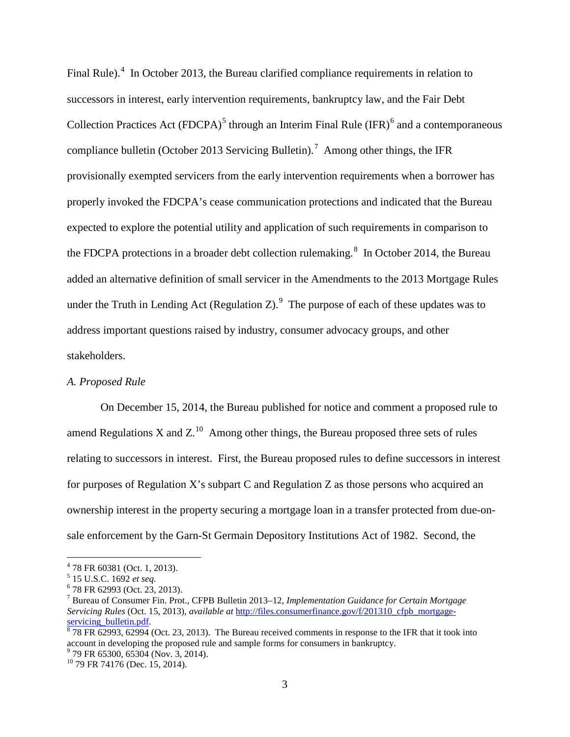Final Rule).[4] In October 2013, the Bureau clarified compliance requirements in relation to successors in interest, early intervention requirements, bankruptcy law, and the Fair Debt Collection Practices Act (FDCPA)[5] through an Interim Final Rule (IFR)[6] and a contemporaneous compliance bulletin (October 2013 Servicing Bulletin).[7] Among other things, the IFR provisionally exempted servicers from the early intervention requirements when a borrower has properly invoked the FDCPA's cease communication protections and indicated that the Bureau expected to explore the potential utility and application of such requirements in comparison to the FDCPA protections in a broader debt collection rulemaking.[8] In October 2014, the Bureau added an alternative definition of small servicer in the Amendments to the 2013 Mortgage Rules under the Truth in Lending Act (Regulation Z).[9] The purpose of each of these updates was to address important questions raised by industry, consumer advocacy groups, and other stakeholders.

*A. Proposed Rule*

On December 15, 2014, the Bureau published for notice and comment a proposed rule to amend Regulations X and Z.[10] Among other things, the Bureau proposed three sets of rules relating to successors in interest. First, the Bureau proposed rules to define successors in interest for purposes of Regulation X's subpart C and Regulation Z as those persons who acquired an ownership interest in the property securing a mortgage loan in a transfer protected from due-on-sale enforcement by the Garn-St Germain Depository Institutions Act of 1982. Second, the

---

[4] 78 FR 60381 (Oct. 1, 2013).

[5] 15 U.S.C. 1692 *et seq.*

[6] 78 FR 62993 (Oct. 23, 2013).

[7] Bureau of Consumer Fin. Prot., CFPB Bulletin 2013–12, *Implementation Guidance for Certain Mortgage Servicing Rules* (Oct. 15, 2013), *available at* [http://files.consumerfinance.gov/f/201310_cfpb_mortgage-servicing_bulletin.pdf](http://files.consumerfinance.gov/f/201310_cfpb_mortgage-servicing_bulletin.pdf).

[8] 78 FR 62993, 62994 (Oct. 23, 2013). The Bureau received comments in response to the IFR that it took into account in developing the proposed rule and sample forms for consumers in bankruptcy.

[9] 79 FR 65300, 65304 (Nov. 3, 2014).

[10] 79 FR 74176 (Dec. 15, 2014).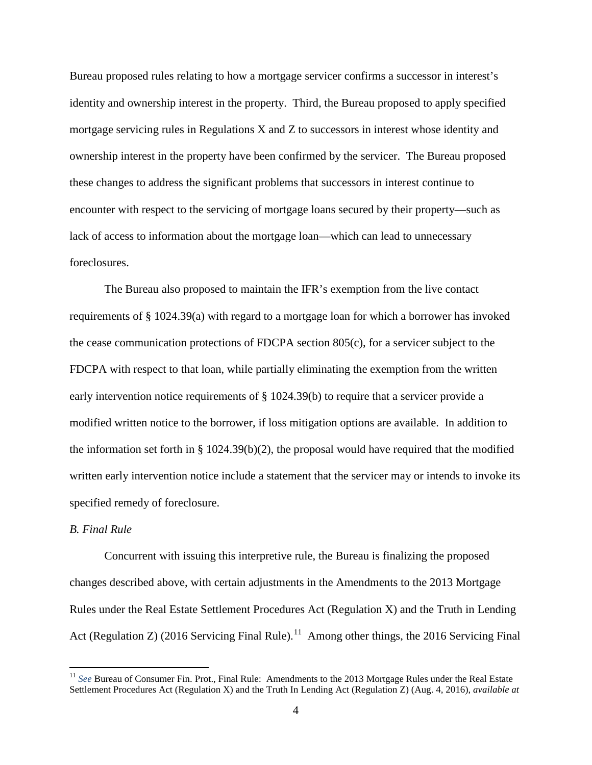Bureau proposed rules relating to how a mortgage servicer confirms a successor in interest's identity and ownership interest in the property. Third, the Bureau proposed to apply specified mortgage servicing rules in Regulations X and Z to successors in interest whose identity and ownership interest in the property have been confirmed by the servicer. The Bureau proposed these changes to address the significant problems that successors in interest continue to encounter with respect to the servicing of mortgage loans secured by their property—such as lack of access to information about the mortgage loan—which can lead to unnecessary foreclosures.

The Bureau also proposed to maintain the IFR's exemption from the live contact requirements of § 1024.39(a) with regard to a mortgage loan for which a borrower has invoked the cease communication protections of FDCPA section 805(c), for a servicer subject to the FDCPA with respect to that loan, while partially eliminating the exemption from the written early intervention notice requirements of § 1024.39(b) to require that a servicer provide a modified written notice to the borrower, if loss mitigation options are available. In addition to the information set forth in § 1024.39(b)(2), the proposal would have required that the modified written early intervention notice include a statement that the servicer may or intends to invoke its specified remedy of foreclosure.

*B. Final Rule*

Concurrent with issuing this interpretive rule, the Bureau is finalizing the proposed changes described above, with certain adjustments in the Amendments to the 2013 Mortgage Rules under the Real Estate Settlement Procedures Act (Regulation X) and the Truth in Lending Act (Regulation Z) (2016 Servicing Final Rule).[11] Among other things, the 2016 Servicing Final

[11] *See* Bureau of Consumer Fin. Prot., Final Rule: Amendments to the 2013 Mortgage Rules under the Real Estate Settlement Procedures Act (Regulation X) and the Truth In Lending Act (Regulation Z) (Aug. 4, 2016), *available at*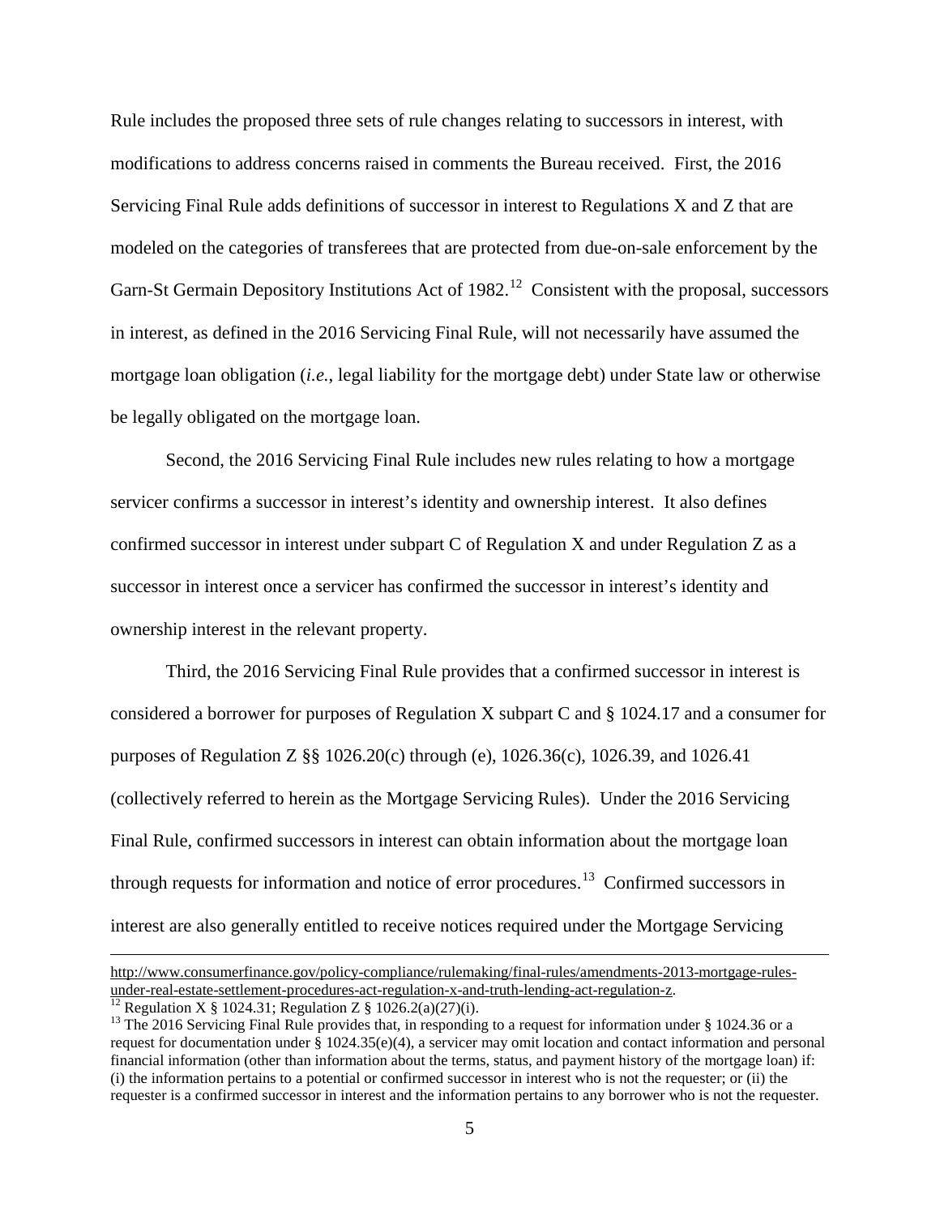Rule includes the proposed three sets of rule changes relating to successors in interest, with modifications to address concerns raised in comments the Bureau received. First, the 2016 Servicing Final Rule adds definitions of successor in interest to Regulations X and Z that are modeled on the categories of transferees that are protected from due-on-sale enforcement by the Garn-St Germain Depository Institutions Act of 1982.[12] Consistent with the proposal, successors in interest, as defined in the 2016 Servicing Final Rule, will not necessarily have assumed the mortgage loan obligation (*i.e.*, legal liability for the mortgage debt) under State law or otherwise be legally obligated on the mortgage loan.

Second, the 2016 Servicing Final Rule includes new rules relating to how a mortgage servicer confirms a successor in interest's identity and ownership interest. It also defines confirmed successor in interest under subpart C of Regulation X and under Regulation Z as a successor in interest once a servicer has confirmed the successor in interest's identity and ownership interest in the relevant property.

Third, the 2016 Servicing Final Rule provides that a confirmed successor in interest is considered a borrower for purposes of Regulation X subpart C and § 1024.17 and a consumer for purposes of Regulation Z §§ 1026.20(c) through (e), 1026.36(c), 1026.39, and 1026.41 (collectively referred to herein as the Mortgage Servicing Rules). Under the 2016 Servicing Final Rule, confirmed successors in interest can obtain information about the mortgage loan through requests for information and notice of error procedures.[13] Confirmed successors in interest are also generally entitled to receive notices required under the Mortgage Servicing

---

http://www.consumerfinance.gov/policy-compliance/rulemaking/final-rules/amendments-2013-mortgage-rules-under-real-estate-settlement-procedures-act-regulation-x-and-truth-lending-act-regulation-z.

[12] Regulation X § 1024.31; Regulation Z § 1026.2(a)(27)(i).

[13] The 2016 Servicing Final Rule provides that, in responding to a request for information under § 1024.36 or a request for documentation under § 1024.35(e)(4), a servicer may omit location and contact information and personal financial information (other than information about the terms, status, and payment history of the mortgage loan) if: (i) the information pertains to a potential or confirmed successor in interest who is not the requester; or (ii) the requester is a confirmed successor in interest and the information pertains to any borrower who is not the requester.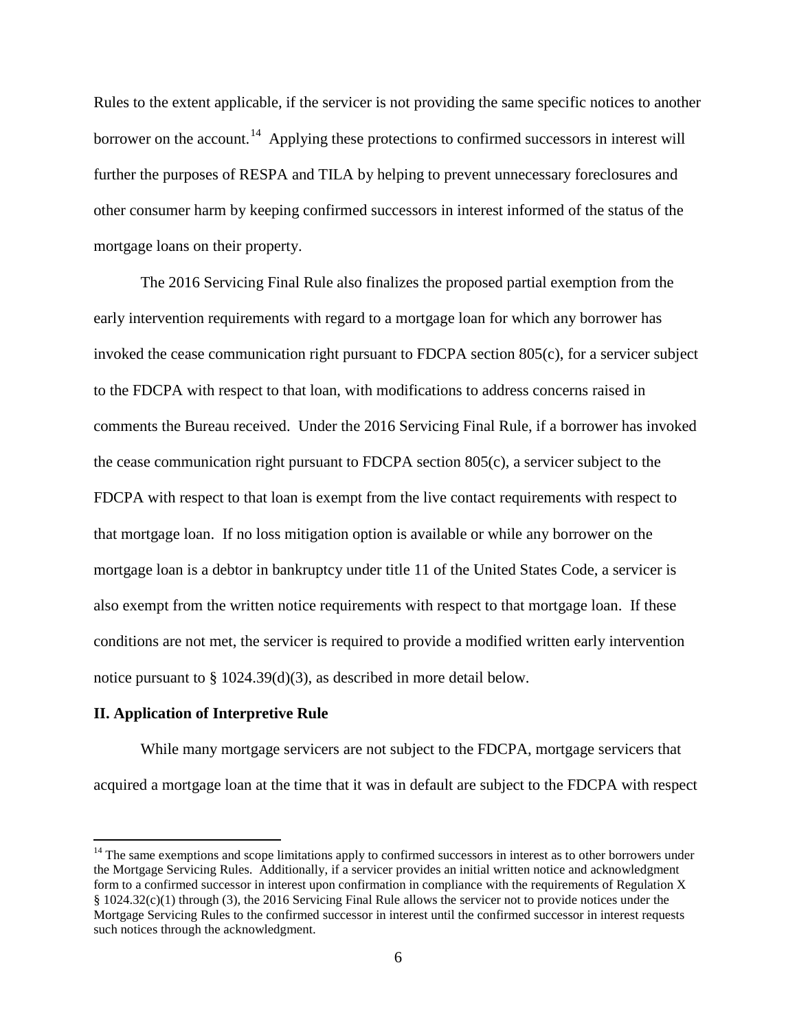Rules to the extent applicable, if the servicer is not providing the same specific notices to another borrower on the account.[14] Applying these protections to confirmed successors in interest will further the purposes of RESPA and TILA by helping to prevent unnecessary foreclosures and other consumer harm by keeping confirmed successors in interest informed of the status of the mortgage loans on their property.

The 2016 Servicing Final Rule also finalizes the proposed partial exemption from the early intervention requirements with regard to a mortgage loan for which any borrower has invoked the cease communication right pursuant to FDCPA section 805(c), for a servicer subject to the FDCPA with respect to that loan, with modifications to address concerns raised in comments the Bureau received. Under the 2016 Servicing Final Rule, if a borrower has invoked the cease communication right pursuant to FDCPA section 805(c), a servicer subject to the FDCPA with respect to that loan is exempt from the live contact requirements with respect to that mortgage loan. If no loss mitigation option is available or while any borrower on the mortgage loan is a debtor in bankruptcy under title 11 of the United States Code, a servicer is also exempt from the written notice requirements with respect to that mortgage loan. If these conditions are not met, the servicer is required to provide a modified written early intervention notice pursuant to § 1024.39(d)(3), as described in more detail below.

**II. Application of Interpretive Rule**

While many mortgage servicers are not subject to the FDCPA, mortgage servicers that acquired a mortgage loan at the time that it was in default are subject to the FDCPA with respect

[14] The same exemptions and scope limitations apply to confirmed successors in interest as to other borrowers under the Mortgage Servicing Rules. Additionally, if a servicer provides an initial written notice and acknowledgment form to a confirmed successor in interest upon confirmation in compliance with the requirements of Regulation X § 1024.32(c)(1) through (3), the 2016 Servicing Final Rule allows the servicer not to provide notices under the Mortgage Servicing Rules to the confirmed successor in interest until the confirmed successor in interest requests such notices through the acknowledgment.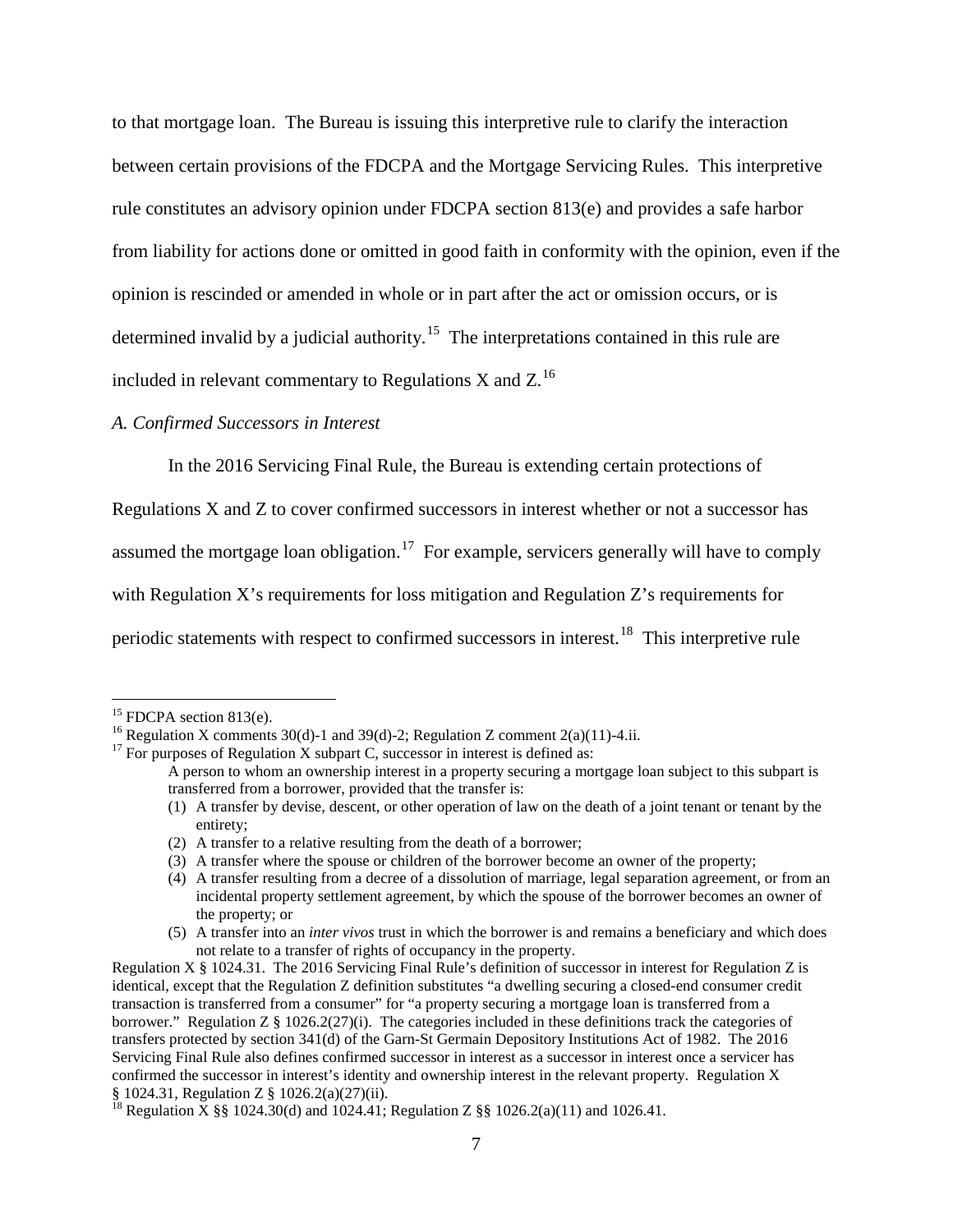to that mortgage loan. The Bureau is issuing this interpretive rule to clarify the interaction between certain provisions of the FDCPA and the Mortgage Servicing Rules. This interpretive rule constitutes an advisory opinion under FDCPA section 813(e) and provides a safe harbor from liability for actions done or omitted in good faith in conformity with the opinion, even if the opinion is rescinded or amended in whole or in part after the act or omission occurs, or is determined invalid by a judicial authority.[15] The interpretations contained in this rule are included in relevant commentary to Regulations X and Z.[16]

*A. Confirmed Successors in Interest*

In the 2016 Servicing Final Rule, the Bureau is extending certain protections of Regulations X and Z to cover confirmed successors in interest whether or not a successor has assumed the mortgage loan obligation.[17] For example, servicers generally will have to comply with Regulation X's requirements for loss mitigation and Regulation Z's requirements for periodic statements with respect to confirmed successors in interest.[18] This interpretive rule

---

[15] FDCPA section 813(e).

[16] Regulation X comments 30(d)-1 and 39(d)-2; Regulation Z comment 2(a)(11)-4.ii.

[17] For purposes of Regulation X subpart C, successor in interest is defined as:

> A person to whom an ownership interest in a property securing a mortgage loan subject to this subpart is transferred from a borrower, provided that the transfer is:
>
> (1) A transfer by devise, descent, or other operation of law on the death of a joint tenant or tenant by the entirety;
> (2) A transfer to a relative resulting from the death of a borrower;
> (3) A transfer where the spouse or children of the borrower become an owner of the property;
> (4) A transfer resulting from a decree of a dissolution of marriage, legal separation agreement, or from an incidental property settlement agreement, by which the spouse of the borrower becomes an owner of the property; or
> (5) A transfer into an *inter vivos* trust in which the borrower is and remains a beneficiary and which does not relate to a transfer of rights of occupancy in the property.

Regulation X § 1024.31. The 2016 Servicing Final Rule's definition of successor in interest for Regulation Z is identical, except that the Regulation Z definition substitutes "a dwelling securing a closed-end consumer credit transaction is transferred from a consumer" for "a property securing a mortgage loan is transferred from a borrower." Regulation Z § 1026.2(27)(i). The categories included in these definitions track the categories of transfers protected by section 341(d) of the Garn-St Germain Depository Institutions Act of 1982. The 2016 Servicing Final Rule also defines confirmed successor in interest as a successor in interest once a servicer has confirmed the successor in interest's identity and ownership interest in the relevant property. Regulation X § 1024.31, Regulation Z § 1026.2(a)(27)(ii).

[18] Regulation X §§ 1024.30(d) and 1024.41; Regulation Z §§ 1026.2(a)(11) and 1026.41.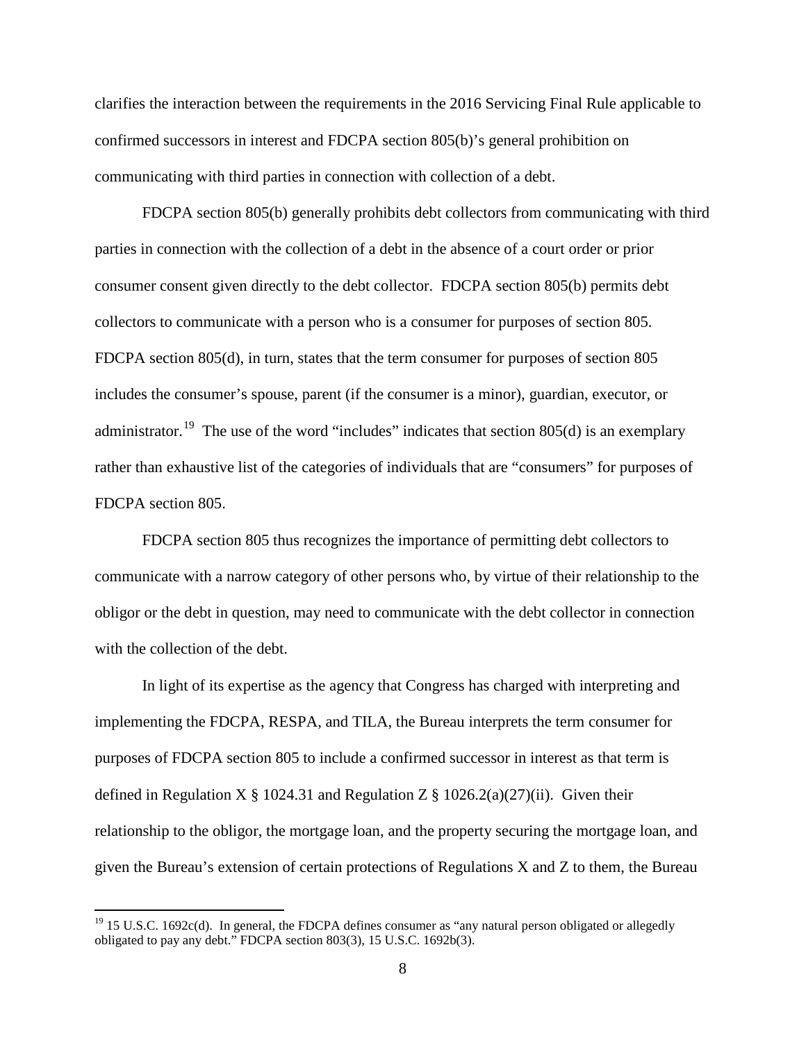clarifies the interaction between the requirements in the 2016 Servicing Final Rule applicable to confirmed successors in interest and FDCPA section 805(b)'s general prohibition on communicating with third parties in connection with collection of a debt.

FDCPA section 805(b) generally prohibits debt collectors from communicating with third parties in connection with the collection of a debt in the absence of a court order or prior consumer consent given directly to the debt collector. FDCPA section 805(b) permits debt collectors to communicate with a person who is a consumer for purposes of section 805. FDCPA section 805(d), in turn, states that the term consumer for purposes of section 805 includes the consumer's spouse, parent (if the consumer is a minor), guardian, executor, or administrator.[19] The use of the word "includes" indicates that section 805(d) is an exemplary rather than exhaustive list of the categories of individuals that are "consumers" for purposes of FDCPA section 805.

FDCPA section 805 thus recognizes the importance of permitting debt collectors to communicate with a narrow category of other persons who, by virtue of their relationship to the obligor or the debt in question, may need to communicate with the debt collector in connection with the collection of the debt.

In light of its expertise as the agency that Congress has charged with interpreting and implementing the FDCPA, RESPA, and TILA, the Bureau interprets the term consumer for purposes of FDCPA section 805 to include a confirmed successor in interest as that term is defined in Regulation X § 1024.31 and Regulation Z § 1026.2(a)(27)(ii). Given their relationship to the obligor, the mortgage loan, and the property securing the mortgage loan, and given the Bureau's extension of certain protections of Regulations X and Z to them, the Bureau

---

[19] 15 U.S.C. 1692c(d). In general, the FDCPA defines consumer as "any natural person obligated or allegedly obligated to pay any debt." FDCPA section 803(3), 15 U.S.C. 1692b(3).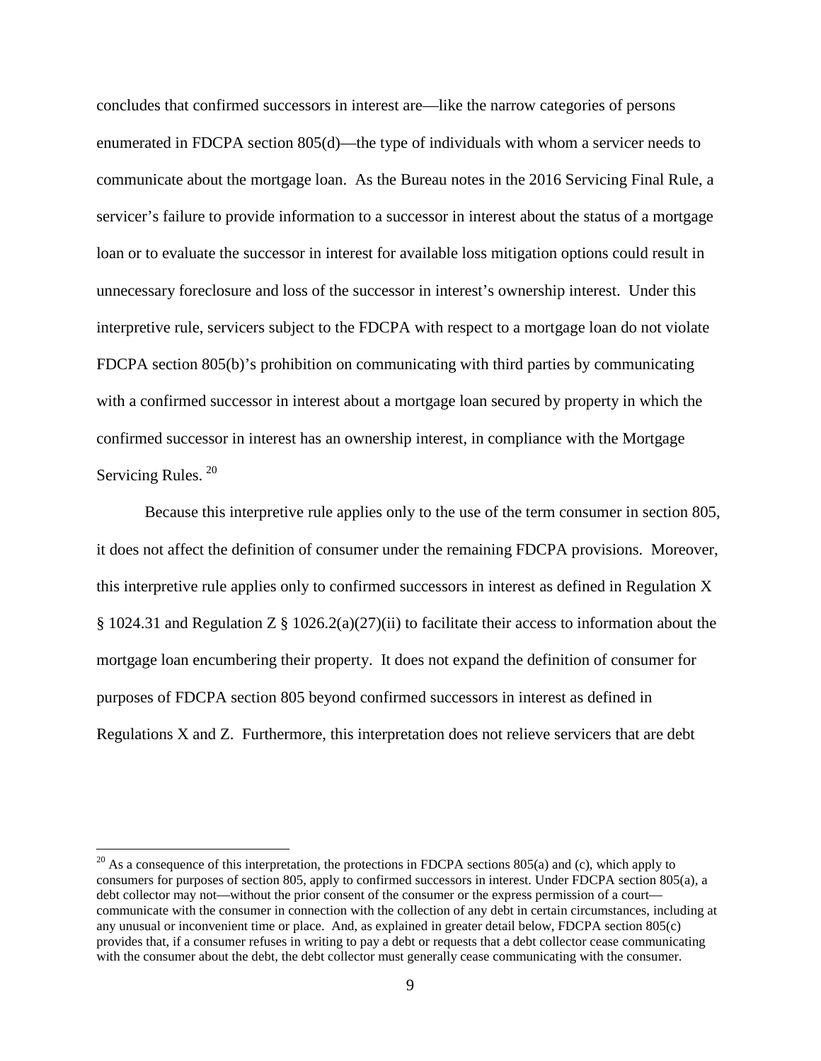concludes that confirmed successors in interest are—like the narrow categories of persons enumerated in FDCPA section 805(d)—the type of individuals with whom a servicer needs to communicate about the mortgage loan. As the Bureau notes in the 2016 Servicing Final Rule, a servicer's failure to provide information to a successor in interest about the status of a mortgage loan or to evaluate the successor in interest for available loss mitigation options could result in unnecessary foreclosure and loss of the successor in interest's ownership interest. Under this interpretive rule, servicers subject to the FDCPA with respect to a mortgage loan do not violate FDCPA section 805(b)'s prohibition on communicating with third parties by communicating with a confirmed successor in interest about a mortgage loan secured by property in which the confirmed successor in interest has an ownership interest, in compliance with the Mortgage Servicing Rules. [20]

Because this interpretive rule applies only to the use of the term consumer in section 805, it does not affect the definition of consumer under the remaining FDCPA provisions. Moreover, this interpretive rule applies only to confirmed successors in interest as defined in Regulation X § 1024.31 and Regulation Z § 1026.2(a)(27)(ii) to facilitate their access to information about the mortgage loan encumbering their property. It does not expand the definition of consumer for purposes of FDCPA section 805 beyond confirmed successors in interest as defined in Regulations X and Z. Furthermore, this interpretation does not relieve servicers that are debt

[20] As a consequence of this interpretation, the protections in FDCPA sections 805(a) and (c), which apply to consumers for purposes of section 805, apply to confirmed successors in interest. Under FDCPA section 805(a), a debt collector may not—without the prior consent of the consumer or the express permission of a court—communicate with the consumer in connection with the collection of any debt in certain circumstances, including at any unusual or inconvenient time or place. And, as explained in greater detail below, FDCPA section 805(c) provides that, if a consumer refuses in writing to pay a debt or requests that a debt collector cease communicating with the consumer about the debt, the debt collector must generally cease communicating with the consumer.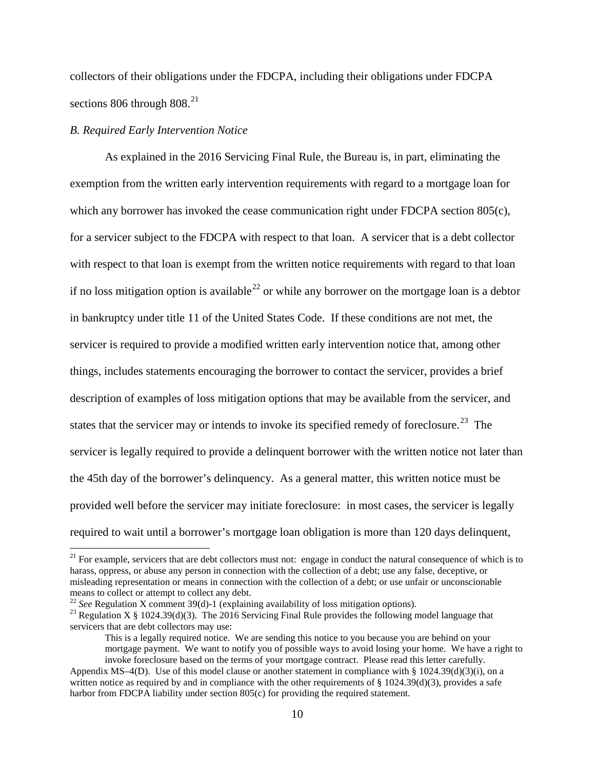collectors of their obligations under the FDCPA, including their obligations under FDCPA sections 806 through 808.[21]

*B. Required Early Intervention Notice*

As explained in the 2016 Servicing Final Rule, the Bureau is, in part, eliminating the exemption from the written early intervention requirements with regard to a mortgage loan for which any borrower has invoked the cease communication right under FDCPA section 805(c), for a servicer subject to the FDCPA with respect to that loan. A servicer that is a debt collector with respect to that loan is exempt from the written notice requirements with regard to that loan if no loss mitigation option is available[22] or while any borrower on the mortgage loan is a debtor in bankruptcy under title 11 of the United States Code. If these conditions are not met, the servicer is required to provide a modified written early intervention notice that, among other things, includes statements encouraging the borrower to contact the servicer, provides a brief description of examples of loss mitigation options that may be available from the servicer, and states that the servicer may or intends to invoke its specified remedy of foreclosure.[23] The servicer is legally required to provide a delinquent borrower with the written notice not later than the 45th day of the borrower's delinquency. As a general matter, this written notice must be provided well before the servicer may initiate foreclosure: in most cases, the servicer is legally required to wait until a borrower's mortgage loan obligation is more than 120 days delinquent,

---

[21] For example, servicers that are debt collectors must not: engage in conduct the natural consequence of which is to harass, oppress, or abuse any person in connection with the collection of a debt; use any false, deceptive, or misleading representation or means in connection with the collection of a debt; or use unfair or unconscionable means to collect or attempt to collect any debt.

[22] *See* Regulation X comment 39(d)-1 (explaining availability of loss mitigation options).

[23] Regulation X § 1024.39(d)(3). The 2016 Servicing Final Rule provides the following model language that servicers that are debt collectors may use:

> This is a legally required notice. We are sending this notice to you because you are behind on your mortgage payment. We want to notify you of possible ways to avoid losing your home. We have a right to invoke foreclosure based on the terms of your mortgage contract. Please read this letter carefully.

Appendix MS–4(D). Use of this model clause or another statement in compliance with § 1024.39(d)(3)(i), on a written notice as required by and in compliance with the other requirements of § 1024.39(d)(3), provides a safe harbor from FDCPA liability under section 805(c) for providing the required statement.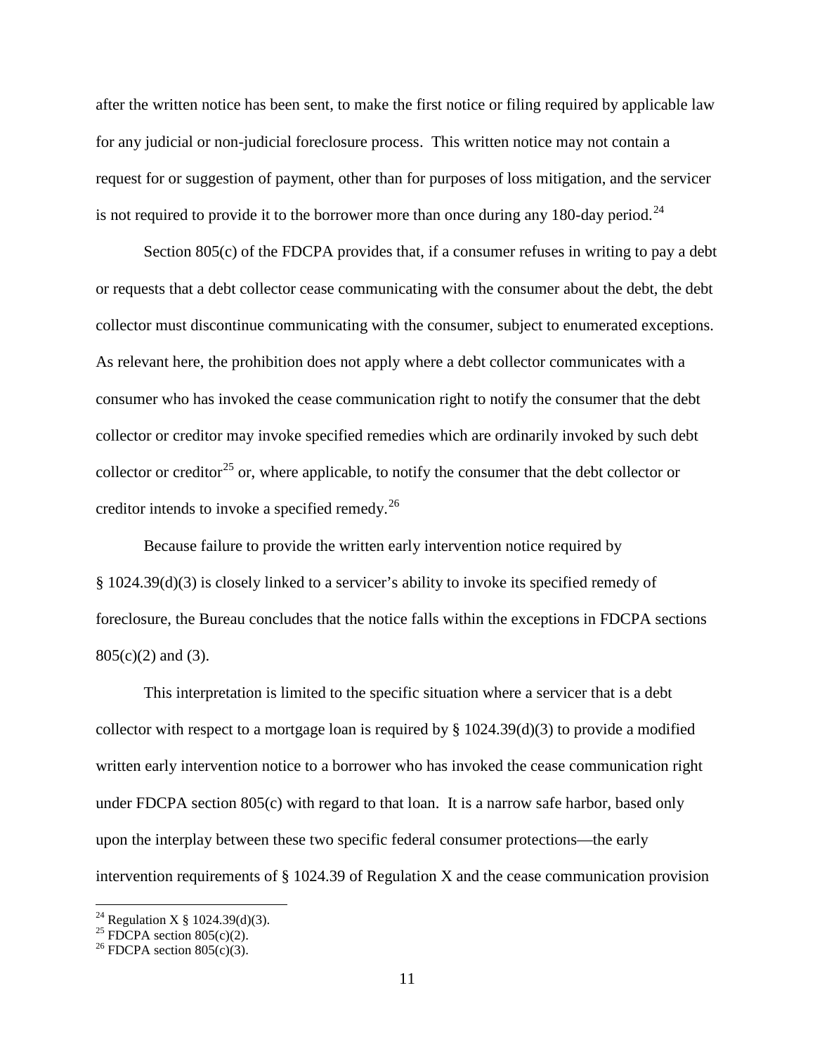after the written notice has been sent, to make the first notice or filing required by applicable law for any judicial or non-judicial foreclosure process. This written notice may not contain a request for or suggestion of payment, other than for purposes of loss mitigation, and the servicer is not required to provide it to the borrower more than once during any 180-day period.[24]

Section 805(c) of the FDCPA provides that, if a consumer refuses in writing to pay a debt or requests that a debt collector cease communicating with the consumer about the debt, the debt collector must discontinue communicating with the consumer, subject to enumerated exceptions. As relevant here, the prohibition does not apply where a debt collector communicates with a consumer who has invoked the cease communication right to notify the consumer that the debt collector or creditor may invoke specified remedies which are ordinarily invoked by such debt collector or creditor[25] or, where applicable, to notify the consumer that the debt collector or creditor intends to invoke a specified remedy.[26]

Because failure to provide the written early intervention notice required by § 1024.39(d)(3) is closely linked to a servicer's ability to invoke its specified remedy of foreclosure, the Bureau concludes that the notice falls within the exceptions in FDCPA sections 805(c)(2) and (3).

This interpretation is limited to the specific situation where a servicer that is a debt collector with respect to a mortgage loan is required by § 1024.39(d)(3) to provide a modified written early intervention notice to a borrower who has invoked the cease communication right under FDCPA section 805(c) with regard to that loan. It is a narrow safe harbor, based only upon the interplay between these two specific federal consumer protections—the early intervention requirements of § 1024.39 of Regulation X and the cease communication provision

---

[24] Regulation X § 1024.39(d)(3).

[25] FDCPA section 805(c)(2).

[26] FDCPA section 805(c)(3).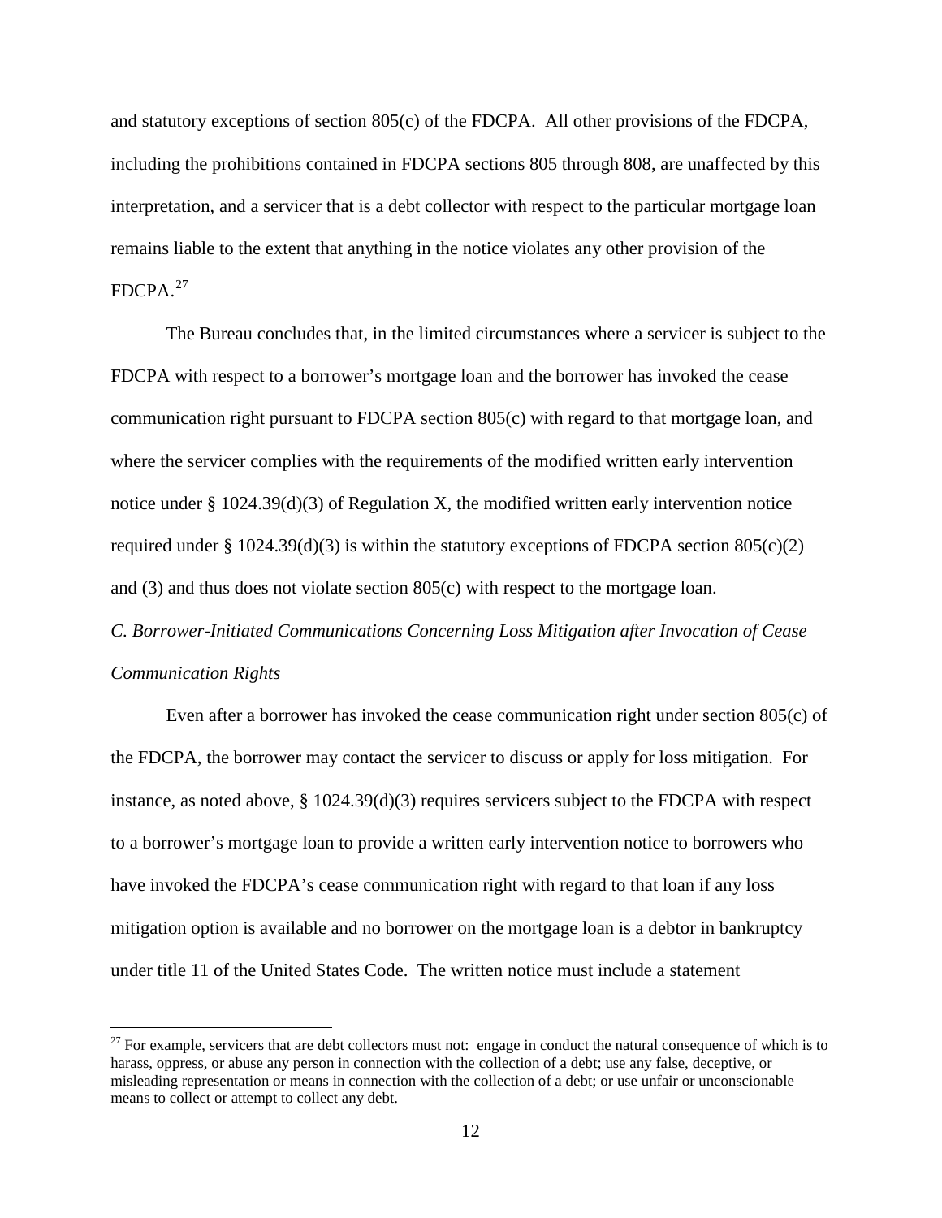and statutory exceptions of section 805(c) of the FDCPA. All other provisions of the FDCPA, including the prohibitions contained in FDCPA sections 805 through 808, are unaffected by this interpretation, and a servicer that is a debt collector with respect to the particular mortgage loan remains liable to the extent that anything in the notice violates any other provision of the FDCPA.[27]

The Bureau concludes that, in the limited circumstances where a servicer is subject to the FDCPA with respect to a borrower's mortgage loan and the borrower has invoked the cease communication right pursuant to FDCPA section 805(c) with regard to that mortgage loan, and where the servicer complies with the requirements of the modified written early intervention notice under § 1024.39(d)(3) of Regulation X, the modified written early intervention notice required under § 1024.39(d)(3) is within the statutory exceptions of FDCPA section 805(c)(2) and (3) and thus does not violate section 805(c) with respect to the mortgage loan.

*C. Borrower-Initiated Communications Concerning Loss Mitigation after Invocation of Cease Communication Rights*

Even after a borrower has invoked the cease communication right under section 805(c) of the FDCPA, the borrower may contact the servicer to discuss or apply for loss mitigation. For instance, as noted above, § 1024.39(d)(3) requires servicers subject to the FDCPA with respect to a borrower's mortgage loan to provide a written early intervention notice to borrowers who have invoked the FDCPA's cease communication right with regard to that loan if any loss mitigation option is available and no borrower on the mortgage loan is a debtor in bankruptcy under title 11 of the United States Code. The written notice must include a statement

[27] For example, servicers that are debt collectors must not: engage in conduct the natural consequence of which is to harass, oppress, or abuse any person in connection with the collection of a debt; use any false, deceptive, or misleading representation or means in connection with the collection of a debt; or use unfair or unconscionable means to collect or attempt to collect any debt.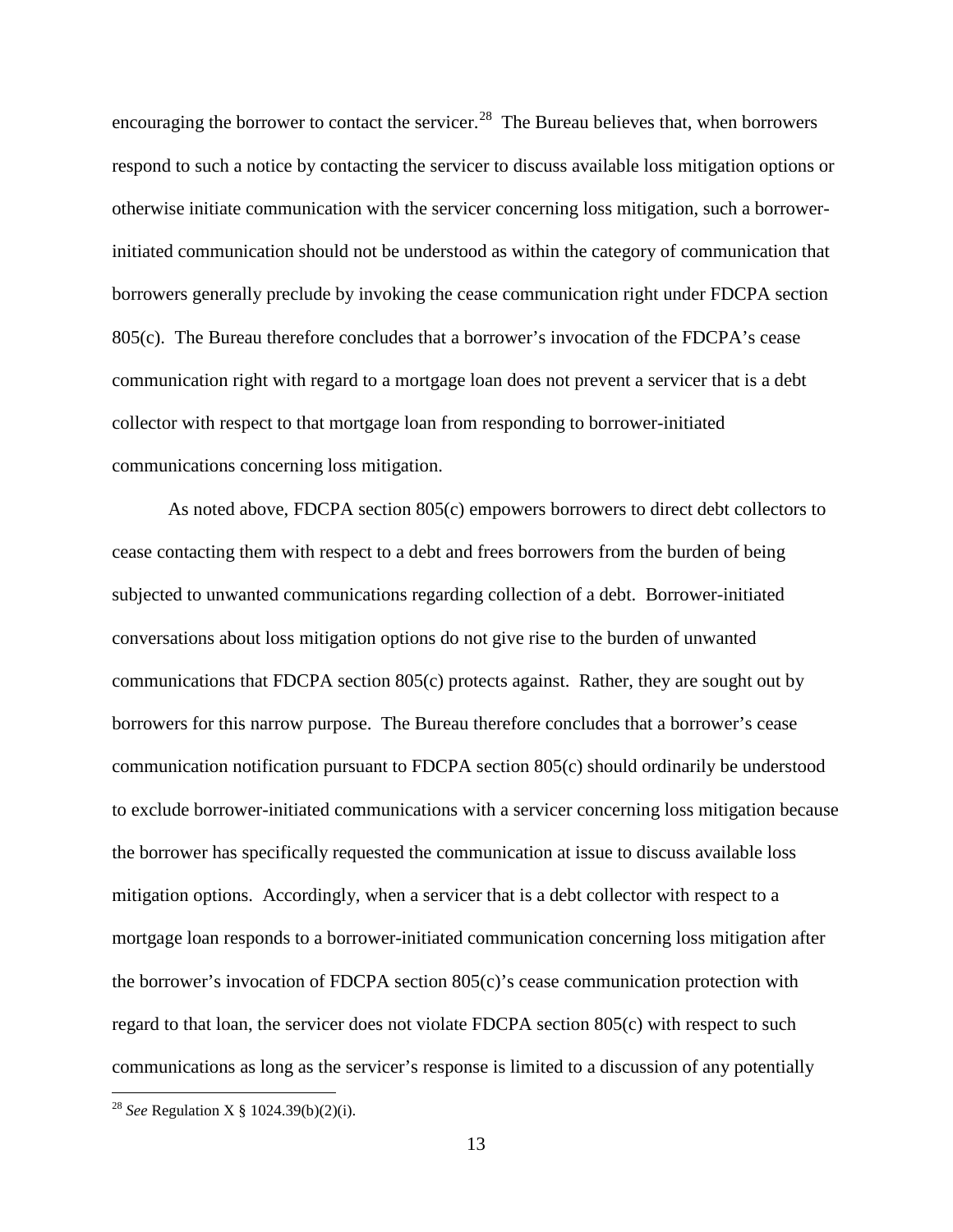encouraging the borrower to contact the servicer.[28] The Bureau believes that, when borrowers respond to such a notice by contacting the servicer to discuss available loss mitigation options or otherwise initiate communication with the servicer concerning loss mitigation, such a borrower-initiated communication should not be understood as within the category of communication that borrowers generally preclude by invoking the cease communication right under FDCPA section 805(c). The Bureau therefore concludes that a borrower's invocation of the FDCPA's cease communication right with regard to a mortgage loan does not prevent a servicer that is a debt collector with respect to that mortgage loan from responding to borrower-initiated communications concerning loss mitigation.

As noted above, FDCPA section 805(c) empowers borrowers to direct debt collectors to cease contacting them with respect to a debt and frees borrowers from the burden of being subjected to unwanted communications regarding collection of a debt. Borrower-initiated conversations about loss mitigation options do not give rise to the burden of unwanted communications that FDCPA section 805(c) protects against. Rather, they are sought out by borrowers for this narrow purpose. The Bureau therefore concludes that a borrower's cease communication notification pursuant to FDCPA section 805(c) should ordinarily be understood to exclude borrower-initiated communications with a servicer concerning loss mitigation because the borrower has specifically requested the communication at issue to discuss available loss mitigation options. Accordingly, when a servicer that is a debt collector with respect to a mortgage loan responds to a borrower-initiated communication concerning loss mitigation after the borrower's invocation of FDCPA section 805(c)'s cease communication protection with regard to that loan, the servicer does not violate FDCPA section 805(c) with respect to such communications as long as the servicer's response is limited to a discussion of any potentially

---

[28] *See* Regulation X § 1024.39(b)(2)(i).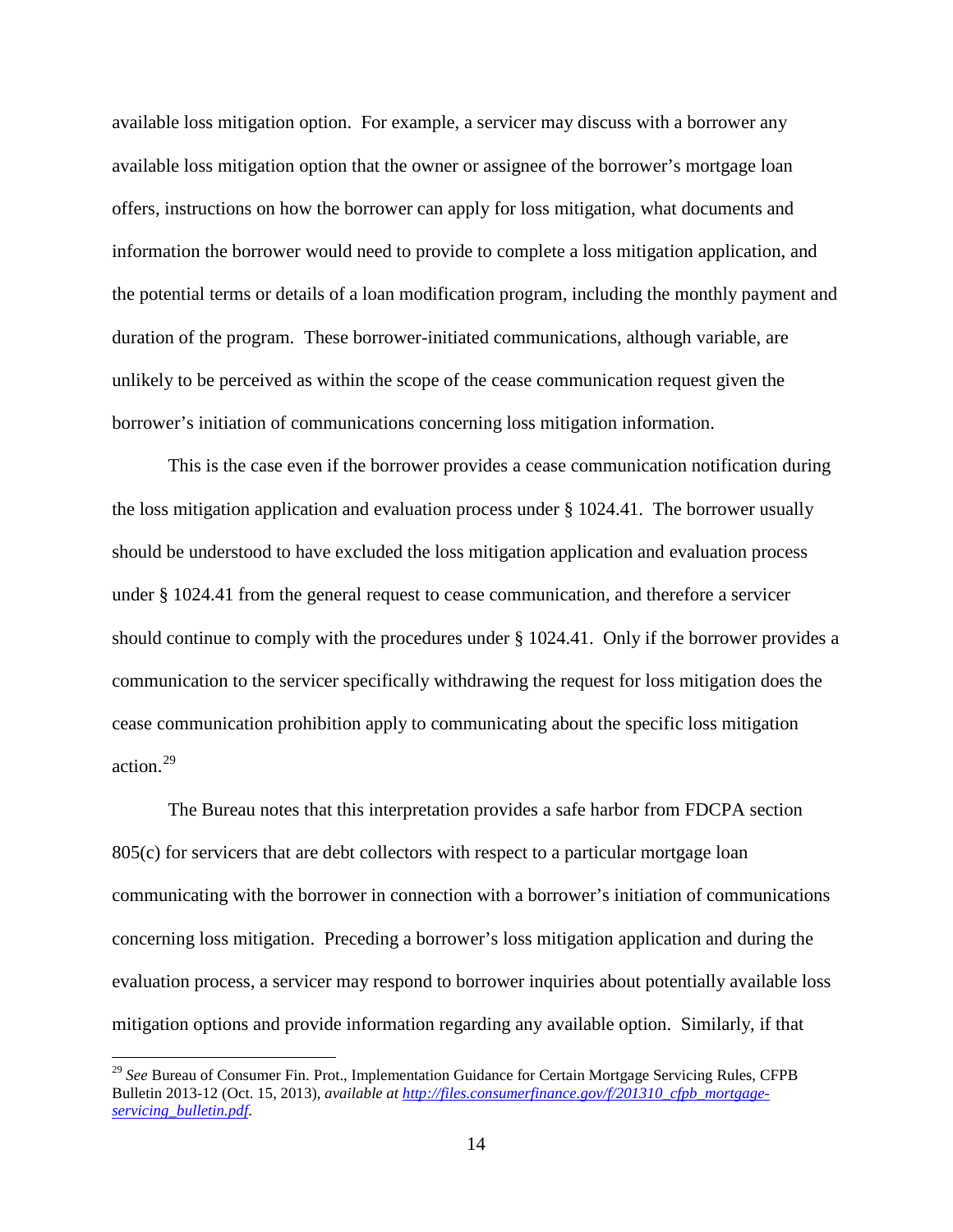available loss mitigation option. For example, a servicer may discuss with a borrower any available loss mitigation option that the owner or assignee of the borrower's mortgage loan offers, instructions on how the borrower can apply for loss mitigation, what documents and information the borrower would need to provide to complete a loss mitigation application, and the potential terms or details of a loan modification program, including the monthly payment and duration of the program. These borrower-initiated communications, although variable, are unlikely to be perceived as within the scope of the cease communication request given the borrower's initiation of communications concerning loss mitigation information.

This is the case even if the borrower provides a cease communication notification during the loss mitigation application and evaluation process under § 1024.41. The borrower usually should be understood to have excluded the loss mitigation application and evaluation process under § 1024.41 from the general request to cease communication, and therefore a servicer should continue to comply with the procedures under § 1024.41. Only if the borrower provides a communication to the servicer specifically withdrawing the request for loss mitigation does the cease communication prohibition apply to communicating about the specific loss mitigation action.[29]

The Bureau notes that this interpretation provides a safe harbor from FDCPA section 805(c) for servicers that are debt collectors with respect to a particular mortgage loan communicating with the borrower in connection with a borrower's initiation of communications concerning loss mitigation. Preceding a borrower's loss mitigation application and during the evaluation process, a servicer may respond to borrower inquiries about potentially available loss mitigation options and provide information regarding any available option. Similarly, if that

[29] *See* Bureau of Consumer Fin. Prot., Implementation Guidance for Certain Mortgage Servicing Rules, CFPB Bulletin 2013-12 (Oct. 15, 2013), *available at [http://files.consumerfinance.gov/f/201310_cfpb_mortgage-servicing_bulletin.pdf](http://files.consumerfinance.gov/f/201310_cfpb_mortgage-servicing_bulletin.pdf)*.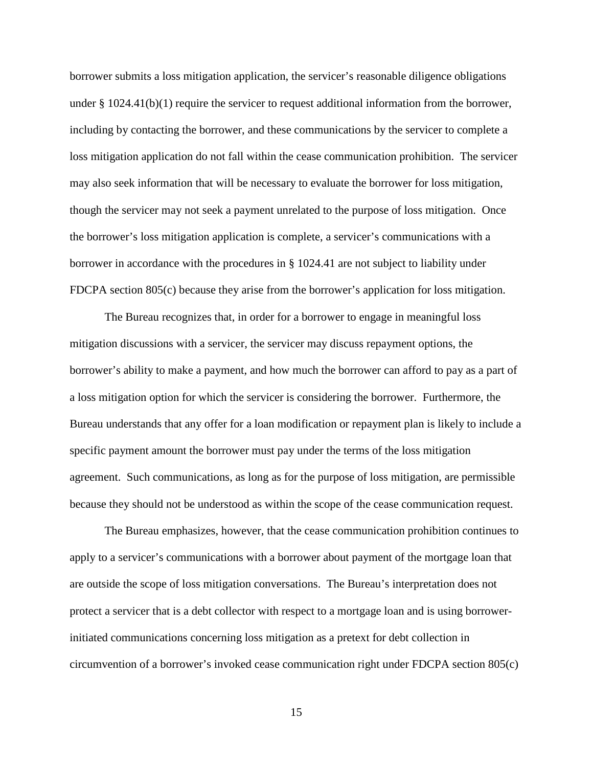borrower submits a loss mitigation application, the servicer's reasonable diligence obligations under § 1024.41(b)(1) require the servicer to request additional information from the borrower, including by contacting the borrower, and these communications by the servicer to complete a loss mitigation application do not fall within the cease communication prohibition. The servicer may also seek information that will be necessary to evaluate the borrower for loss mitigation, though the servicer may not seek a payment unrelated to the purpose of loss mitigation. Once the borrower's loss mitigation application is complete, a servicer's communications with a borrower in accordance with the procedures in § 1024.41 are not subject to liability under FDCPA section 805(c) because they arise from the borrower's application for loss mitigation.

The Bureau recognizes that, in order for a borrower to engage in meaningful loss mitigation discussions with a servicer, the servicer may discuss repayment options, the borrower's ability to make a payment, and how much the borrower can afford to pay as a part of a loss mitigation option for which the servicer is considering the borrower. Furthermore, the Bureau understands that any offer for a loan modification or repayment plan is likely to include a specific payment amount the borrower must pay under the terms of the loss mitigation agreement. Such communications, as long as for the purpose of loss mitigation, are permissible because they should not be understood as within the scope of the cease communication request.

The Bureau emphasizes, however, that the cease communication prohibition continues to apply to a servicer's communications with a borrower about payment of the mortgage loan that are outside the scope of loss mitigation conversations. The Bureau's interpretation does not protect a servicer that is a debt collector with respect to a mortgage loan and is using borrower-initiated communications concerning loss mitigation as a pretext for debt collection in circumvention of a borrower's invoked cease communication right under FDCPA section 805(c)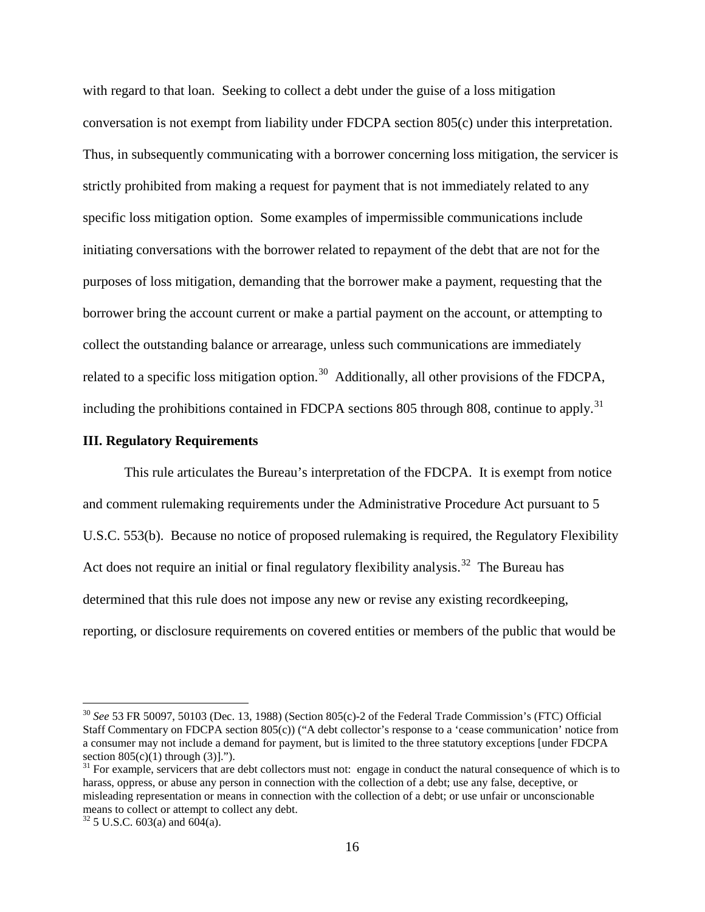with regard to that loan. Seeking to collect a debt under the guise of a loss mitigation conversation is not exempt from liability under FDCPA section 805(c) under this interpretation. Thus, in subsequently communicating with a borrower concerning loss mitigation, the servicer is strictly prohibited from making a request for payment that is not immediately related to any specific loss mitigation option. Some examples of impermissible communications include initiating conversations with the borrower related to repayment of the debt that are not for the purposes of loss mitigation, demanding that the borrower make a payment, requesting that the borrower bring the account current or make a partial payment on the account, or attempting to collect the outstanding balance or arrearage, unless such communications are immediately related to a specific loss mitigation option.[30] Additionally, all other provisions of the FDCPA, including the prohibitions contained in FDCPA sections 805 through 808, continue to apply.[31]

## III. Regulatory Requirements

This rule articulates the Bureau's interpretation of the FDCPA. It is exempt from notice and comment rulemaking requirements under the Administrative Procedure Act pursuant to 5 U.S.C. 553(b). Because no notice of proposed rulemaking is required, the Regulatory Flexibility Act does not require an initial or final regulatory flexibility analysis.[32] The Bureau has determined that this rule does not impose any new or revise any existing recordkeeping, reporting, or disclosure requirements on covered entities or members of the public that would be

---

[30] *See* 53 FR 50097, 50103 (Dec. 13, 1988) (Section 805(c)-2 of the Federal Trade Commission's (FTC) Official Staff Commentary on FDCPA section 805(c)) ("A debt collector's response to a 'cease communication' notice from a consumer may not include a demand for payment, but is limited to the three statutory exceptions [under FDCPA section 805(c)(1) through (3)].").

[31] For example, servicers that are debt collectors must not: engage in conduct the natural consequence of which is to harass, oppress, or abuse any person in connection with the collection of a debt; use any false, deceptive, or misleading representation or means in connection with the collection of a debt; or use unfair or unconscionable means to collect or attempt to collect any debt.

[32] 5 U.S.C. 603(a) and 604(a).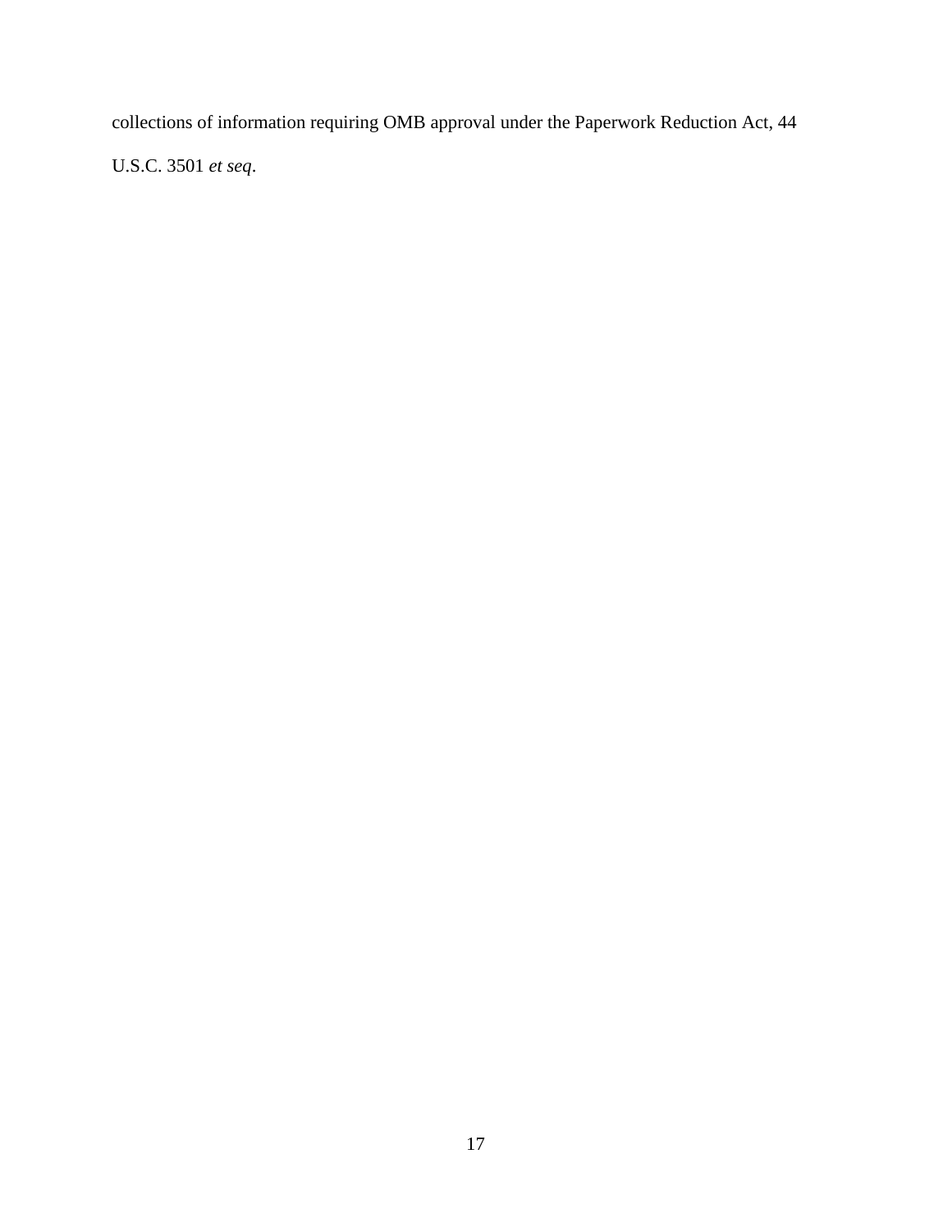collections of information requiring OMB approval under the Paperwork Reduction Act, 44 U.S.C. 3501 *et seq*.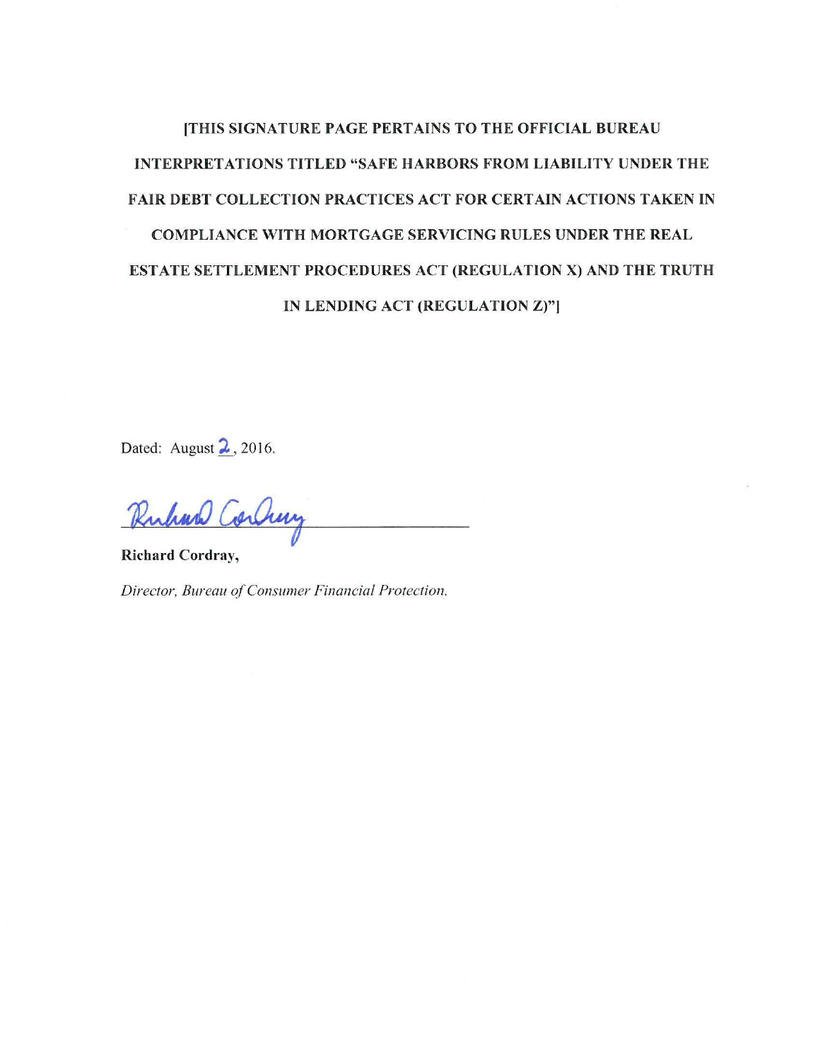**[THIS SIGNATURE PAGE PERTAINS TO THE OFFICIAL BUREAU INTERPRETATIONS TITLED "SAFE HARBORS FROM LIABILITY UNDER THE FAIR DEBT COLLECTION PRACTICES ACT FOR CERTAIN ACTIONS TAKEN IN COMPLIANCE WITH MORTGAGE SERVICING RULES UNDER THE REAL ESTATE SETTLEMENT PROCEDURES ACT (REGULATION X) AND THE TRUTH IN LENDING ACT (REGULATION Z)"]**

Dated: August 2, 2016.

Richard Cordray

**Richard Cordray,**

*Director, Bureau of Consumer Financial Protection.*